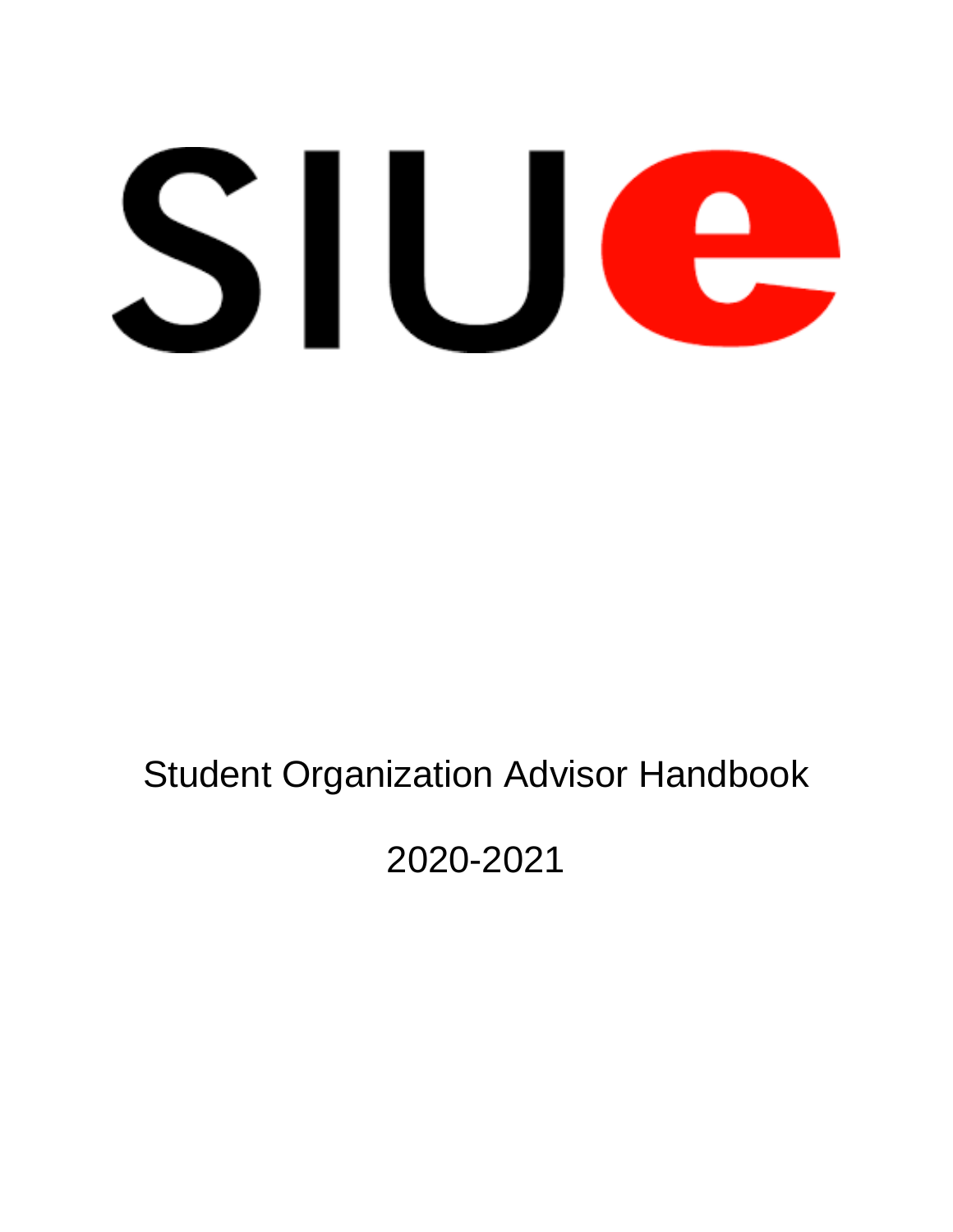# SIUe

# Student Organization Advisor Handbook

## 2020-2021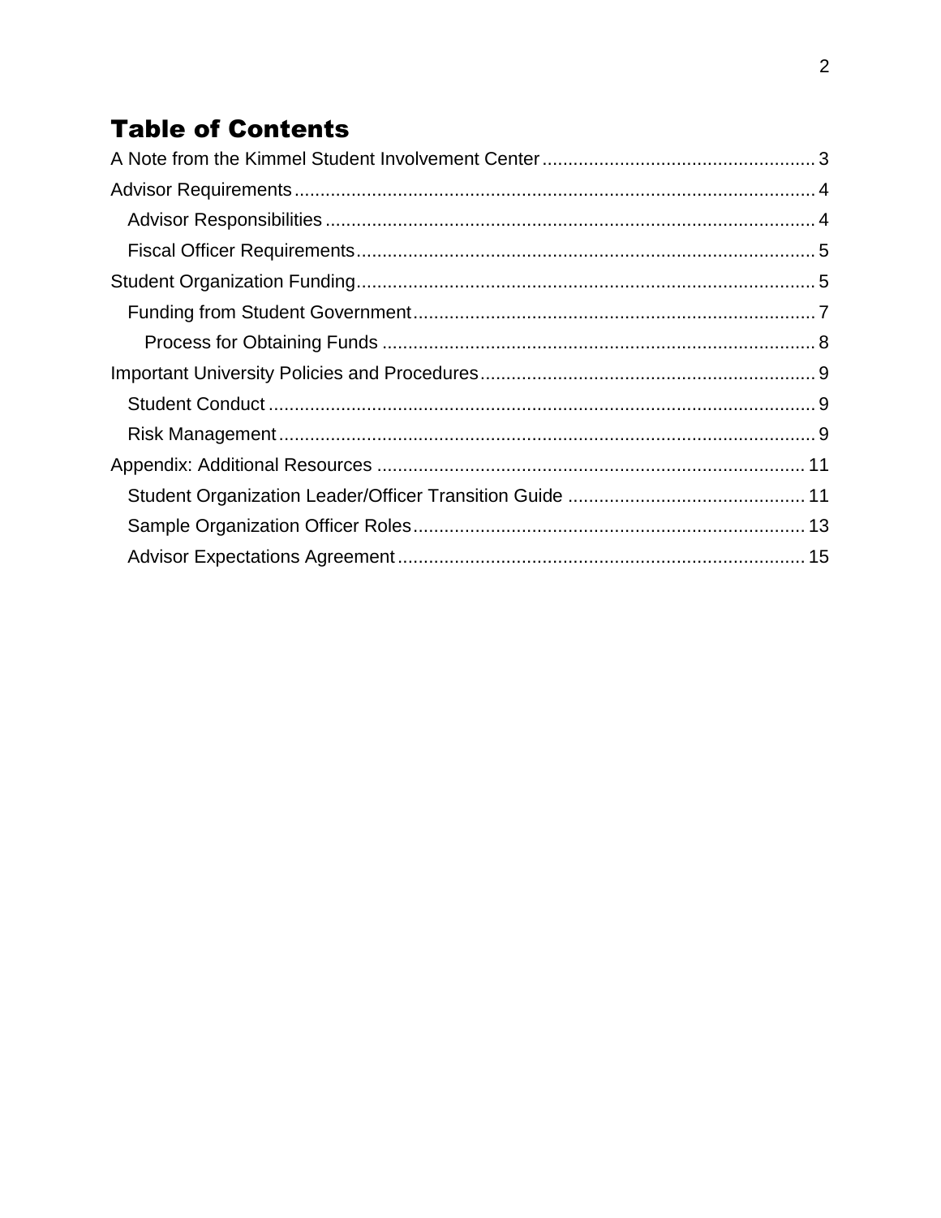# Table of Contents

A Note from the Kimmel Student Involvement Center ..................................................... 3

Advisor Requirements ..................................................................................................... 4

- Advisor Responsibilities ............................................................................................... 4
- Fiscal Officer Requirements ......................................................................................... 5

Student Organization Funding ......................................................................................... 5

- Funding from Student Government .............................................................................. 7
  - Process for Obtaining Funds .................................................................................... 8

Important University Policies and Procedures ................................................................. 9

- Student Conduct .......................................................................................................... 9
- Risk Management ........................................................................................................ 9

Appendix: Additional Resources .................................................................................... 11

- Student Organization Leader/Officer Transition Guide .............................................. 11
- Sample Organization Officer Roles ............................................................................ 13
- Advisor Expectations Agreement ............................................................................... 15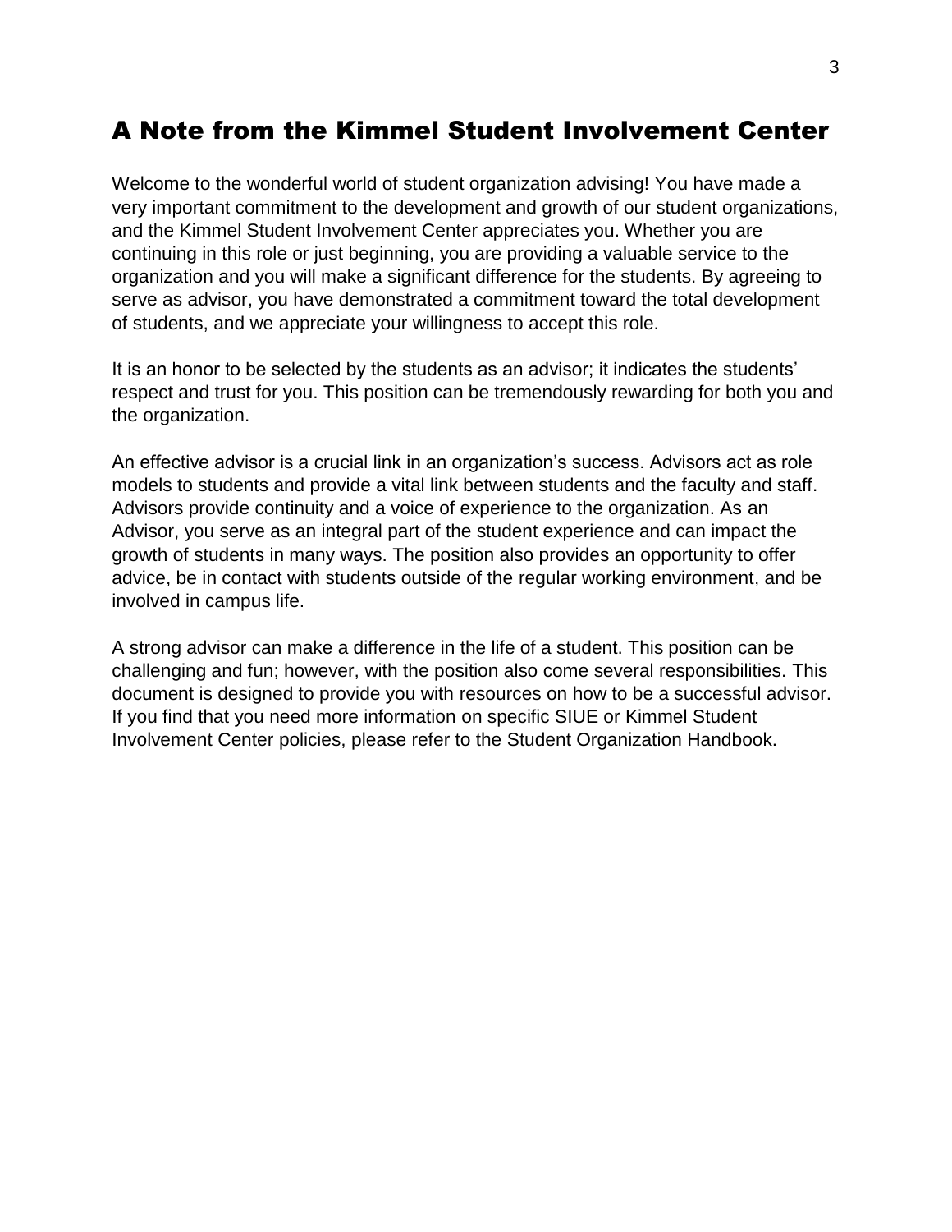# A Note from the Kimmel Student Involvement Center

Welcome to the wonderful world of student organization advising! You have made a very important commitment to the development and growth of our student organizations, and the Kimmel Student Involvement Center appreciates you. Whether you are continuing in this role or just beginning, you are providing a valuable service to the organization and you will make a significant difference for the students. By agreeing to serve as advisor, you have demonstrated a commitment toward the total development of students, and we appreciate your willingness to accept this role.

It is an honor to be selected by the students as an advisor; it indicates the students' respect and trust for you. This position can be tremendously rewarding for both you and the organization.

An effective advisor is a crucial link in an organization's success. Advisors act as role models to students and provide a vital link between students and the faculty and staff. Advisors provide continuity and a voice of experience to the organization. As an Advisor, you serve as an integral part of the student experience and can impact the growth of students in many ways. The position also provides an opportunity to offer advice, be in contact with students outside of the regular working environment, and be involved in campus life.

A strong advisor can make a difference in the life of a student. This position can be challenging and fun; however, with the position also come several responsibilities. This document is designed to provide you with resources on how to be a successful advisor. If you find that you need more information on specific SIUE or Kimmel Student Involvement Center policies, please refer to the Student Organization Handbook.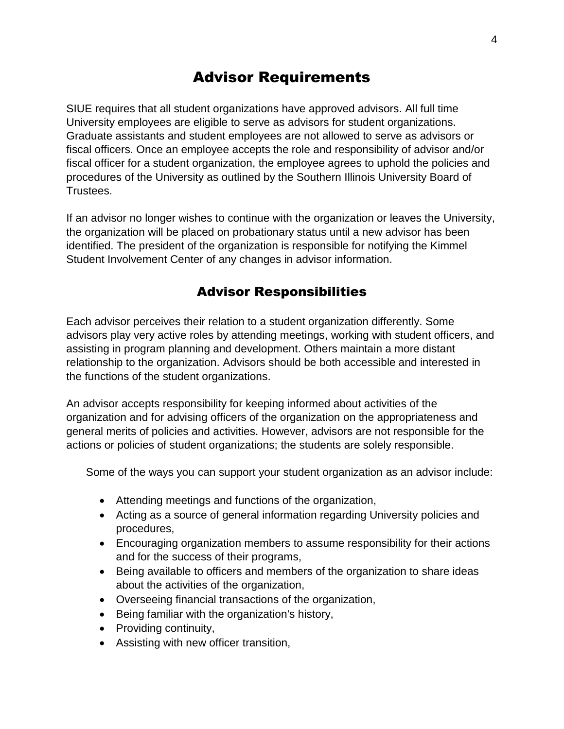# Advisor Requirements

SIUE requires that all student organizations have approved advisors. All full time University employees are eligible to serve as advisors for student organizations. Graduate assistants and student employees are not allowed to serve as advisors or fiscal officers. Once an employee accepts the role and responsibility of advisor and/or fiscal officer for a student organization, the employee agrees to uphold the policies and procedures of the University as outlined by the Southern Illinois University Board of Trustees.

If an advisor no longer wishes to continue with the organization or leaves the University, the organization will be placed on probationary status until a new advisor has been identified. The president of the organization is responsible for notifying the Kimmel Student Involvement Center of any changes in advisor information.

# Advisor Responsibilities

Each advisor perceives their relation to a student organization differently. Some advisors play very active roles by attending meetings, working with student officers, and assisting in program planning and development. Others maintain a more distant relationship to the organization. Advisors should be both accessible and interested in the functions of the student organizations.

An advisor accepts responsibility for keeping informed about activities of the organization and for advising officers of the organization on the appropriateness and general merits of policies and activities. However, advisors are not responsible for the actions or policies of student organizations; the students are solely responsible.

Some of the ways you can support your student organization as an advisor include:

- Attending meetings and functions of the organization,
- Acting as a source of general information regarding University policies and procedures,
- Encouraging organization members to assume responsibility for their actions and for the success of their programs,
- Being available to officers and members of the organization to share ideas about the activities of the organization,
- Overseeing financial transactions of the organization,
- Being familiar with the organization's history,
- Providing continuity,
- Assisting with new officer transition,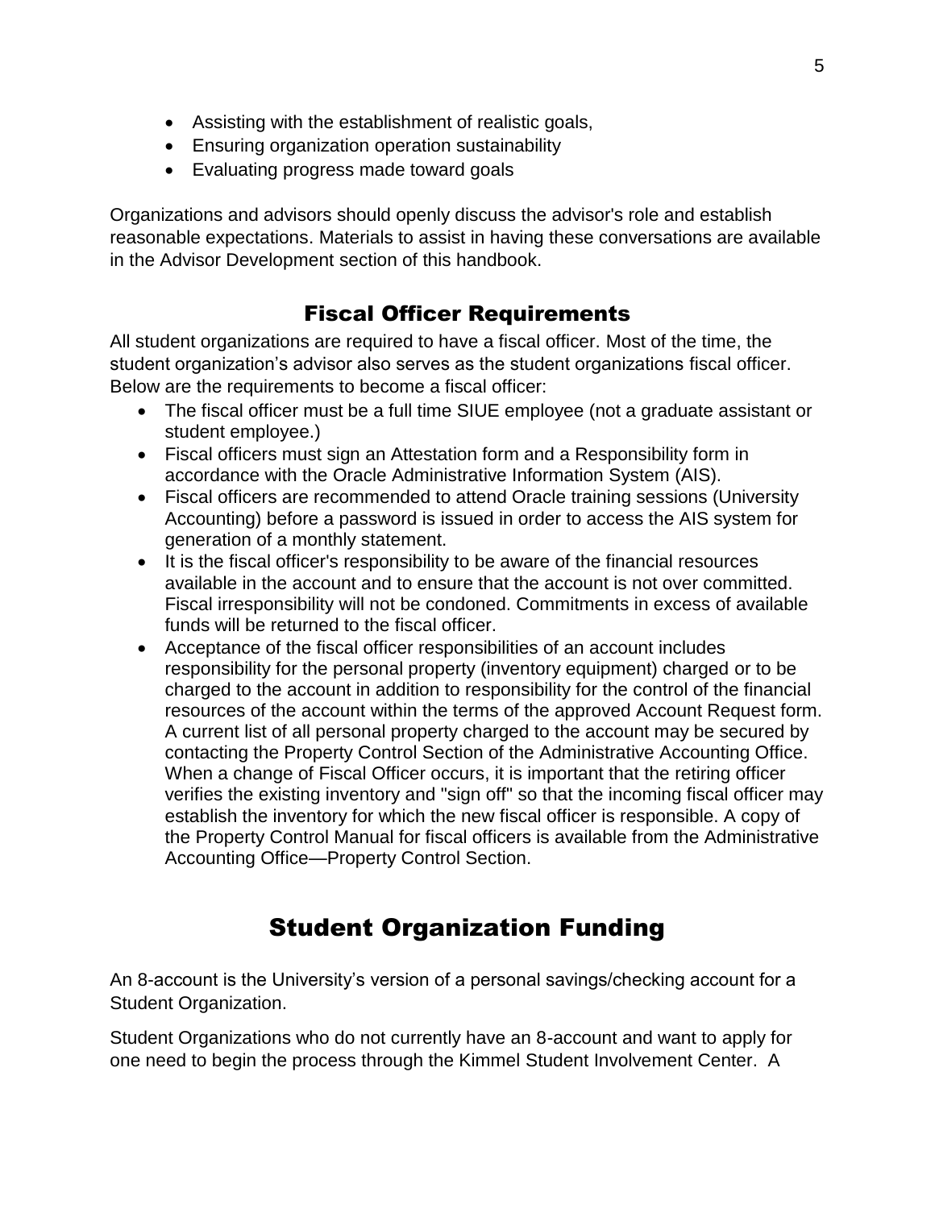- Assisting with the establishment of realistic goals,
- Ensuring organization operation sustainability
- Evaluating progress made toward goals

Organizations and advisors should openly discuss the advisor's role and establish reasonable expectations. Materials to assist in having these conversations are available in the Advisor Development section of this handbook.

## Fiscal Officer Requirements

All student organizations are required to have a fiscal officer. Most of the time, the student organization's advisor also serves as the student organizations fiscal officer. Below are the requirements to become a fiscal officer:

- The fiscal officer must be a full time SIUE employee (not a graduate assistant or student employee.)
- Fiscal officers must sign an Attestation form and a Responsibility form in accordance with the Oracle Administrative Information System (AIS).
- Fiscal officers are recommended to attend Oracle training sessions (University Accounting) before a password is issued in order to access the AIS system for generation of a monthly statement.
- It is the fiscal officer's responsibility to be aware of the financial resources available in the account and to ensure that the account is not over committed. Fiscal irresponsibility will not be condoned. Commitments in excess of available funds will be returned to the fiscal officer.
- Acceptance of the fiscal officer responsibilities of an account includes responsibility for the personal property (inventory equipment) charged or to be charged to the account in addition to responsibility for the control of the financial resources of the account within the terms of the approved Account Request form. A current list of all personal property charged to the account may be secured by contacting the Property Control Section of the Administrative Accounting Office. When a change of Fiscal Officer occurs, it is important that the retiring officer verifies the existing inventory and "sign off" so that the incoming fiscal officer may establish the inventory for which the new fiscal officer is responsible. A copy of the Property Control Manual for fiscal officers is available from the Administrative Accounting Office—Property Control Section.

# Student Organization Funding

An 8-account is the University's version of a personal savings/checking account for a Student Organization.

Student Organizations who do not currently have an 8-account and want to apply for one need to begin the process through the Kimmel Student Involvement Center. A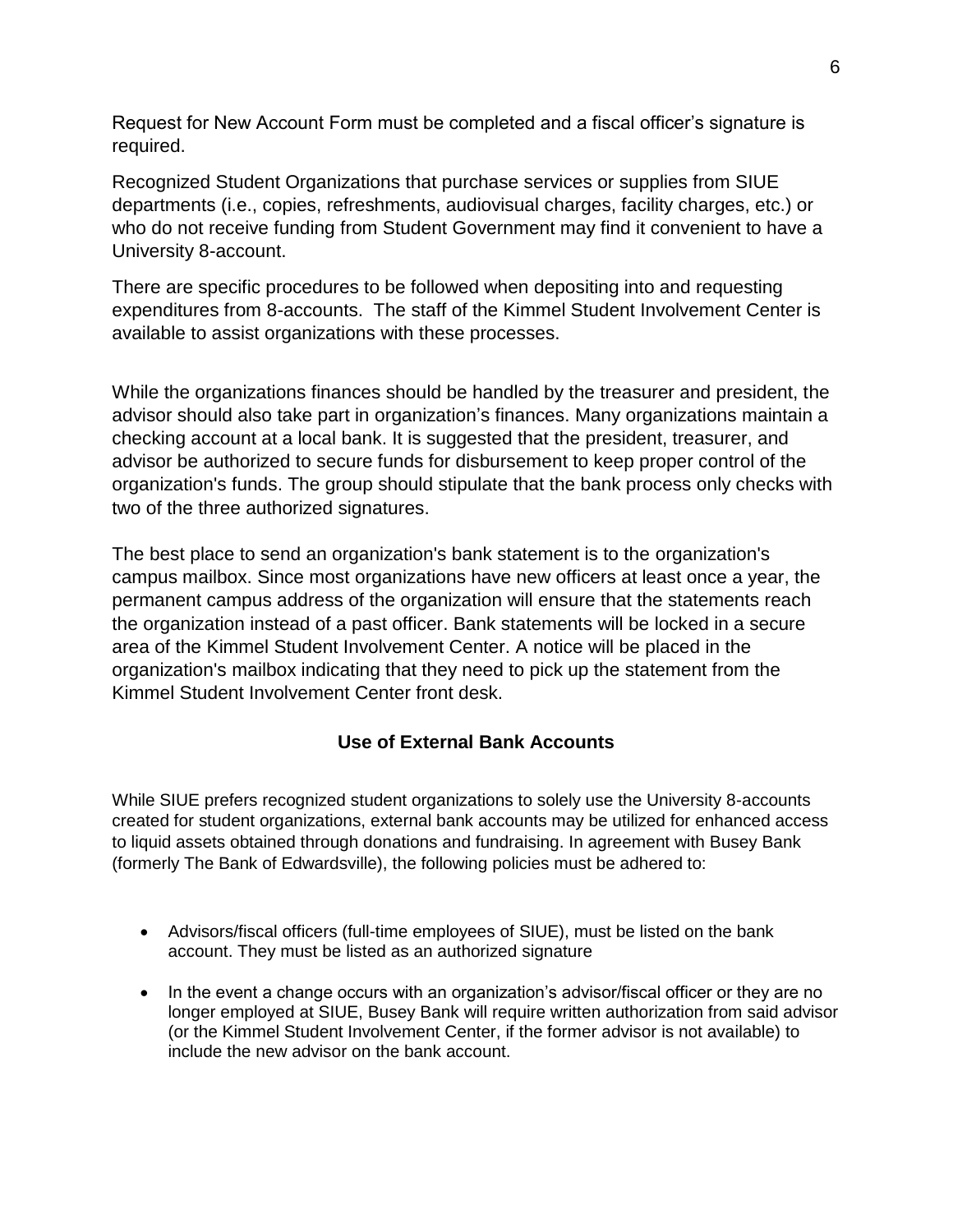Request for New Account Form must be completed and a fiscal officer's signature is required.

Recognized Student Organizations that purchase services or supplies from SIUE departments (i.e., copies, refreshments, audiovisual charges, facility charges, etc.) or who do not receive funding from Student Government may find it convenient to have a University 8-account.

There are specific procedures to be followed when depositing into and requesting expenditures from 8-accounts. The staff of the Kimmel Student Involvement Center is available to assist organizations with these processes.

While the organizations finances should be handled by the treasurer and president, the advisor should also take part in organization's finances. Many organizations maintain a checking account at a local bank. It is suggested that the president, treasurer, and advisor be authorized to secure funds for disbursement to keep proper control of the organization's funds. The group should stipulate that the bank process only checks with two of the three authorized signatures.

The best place to send an organization's bank statement is to the organization's campus mailbox. Since most organizations have new officers at least once a year, the permanent campus address of the organization will ensure that the statements reach the organization instead of a past officer. Bank statements will be locked in a secure area of the Kimmel Student Involvement Center. A notice will be placed in the organization's mailbox indicating that they need to pick up the statement from the Kimmel Student Involvement Center front desk.

## Use of External Bank Accounts

While SIUE prefers recognized student organizations to solely use the University 8-accounts created for student organizations, external bank accounts may be utilized for enhanced access to liquid assets obtained through donations and fundraising. In agreement with Busey Bank (formerly The Bank of Edwardsville), the following policies must be adhered to:

- Advisors/fiscal officers (full-time employees of SIUE), must be listed on the bank account. They must be listed as an authorized signature
- In the event a change occurs with an organization's advisor/fiscal officer or they are no longer employed at SIUE, Busey Bank will require written authorization from said advisor (or the Kimmel Student Involvement Center, if the former advisor is not available) to include the new advisor on the bank account.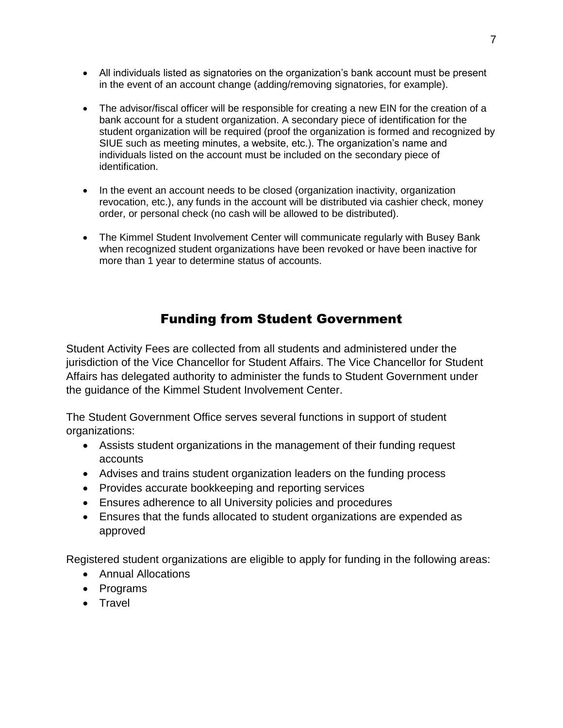- All individuals listed as signatories on the organization's bank account must be present in the event of an account change (adding/removing signatories, for example).

- The advisor/fiscal officer will be responsible for creating a new EIN for the creation of a bank account for a student organization. A secondary piece of identification for the student organization will be required (proof the organization is formed and recognized by SIUE such as meeting minutes, a website, etc.). The organization's name and individuals listed on the account must be included on the secondary piece of identification.

- In the event an account needs to be closed (organization inactivity, organization revocation, etc.), any funds in the account will be distributed via cashier check, money order, or personal check (no cash will be allowed to be distributed).

- The Kimmel Student Involvement Center will communicate regularly with Busey Bank when recognized student organizations have been revoked or have been inactive for more than 1 year to determine status of accounts.

## Funding from Student Government

Student Activity Fees are collected from all students and administered under the jurisdiction of the Vice Chancellor for Student Affairs. The Vice Chancellor for Student Affairs has delegated authority to administer the funds to Student Government under the guidance of the Kimmel Student Involvement Center.

The Student Government Office serves several functions in support of student organizations:

- Assists student organizations in the management of their funding request accounts
- Advises and trains student organization leaders on the funding process
- Provides accurate bookkeeping and reporting services
- Ensures adherence to all University policies and procedures
- Ensures that the funds allocated to student organizations are expended as approved

Registered student organizations are eligible to apply for funding in the following areas:

- Annual Allocations
- Programs
- Travel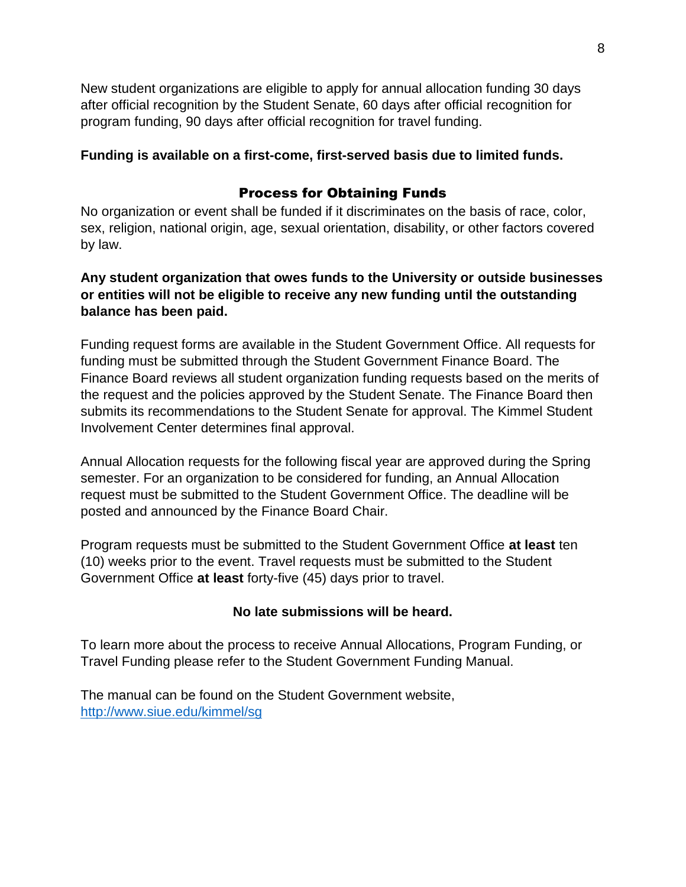New student organizations are eligible to apply for annual allocation funding 30 days after official recognition by the Student Senate, 60 days after official recognition for program funding, 90 days after official recognition for travel funding.

**Funding is available on a first-come, first-served basis due to limited funds.**

## Process for Obtaining Funds

No organization or event shall be funded if it discriminates on the basis of race, color, sex, religion, national origin, age, sexual orientation, disability, or other factors covered by law.

**Any student organization that owes funds to the University or outside businesses or entities will not be eligible to receive any new funding until the outstanding balance has been paid.**

Funding request forms are available in the Student Government Office. All requests for funding must be submitted through the Student Government Finance Board. The Finance Board reviews all student organization funding requests based on the merits of the request and the policies approved by the Student Senate. The Finance Board then submits its recommendations to the Student Senate for approval. The Kimmel Student Involvement Center determines final approval.

Annual Allocation requests for the following fiscal year are approved during the Spring semester. For an organization to be considered for funding, an Annual Allocation request must be submitted to the Student Government Office. The deadline will be posted and announced by the Finance Board Chair.

Program requests must be submitted to the Student Government Office **at least** ten (10) weeks prior to the event. Travel requests must be submitted to the Student Government Office **at least** forty-five (45) days prior to travel.

**No late submissions will be heard.**

To learn more about the process to receive Annual Allocations, Program Funding, or Travel Funding please refer to the Student Government Funding Manual.

The manual can be found on the Student Government website, [http://www.siue.edu/kimmel/sg](http://www.siue.edu/kimmel/sg)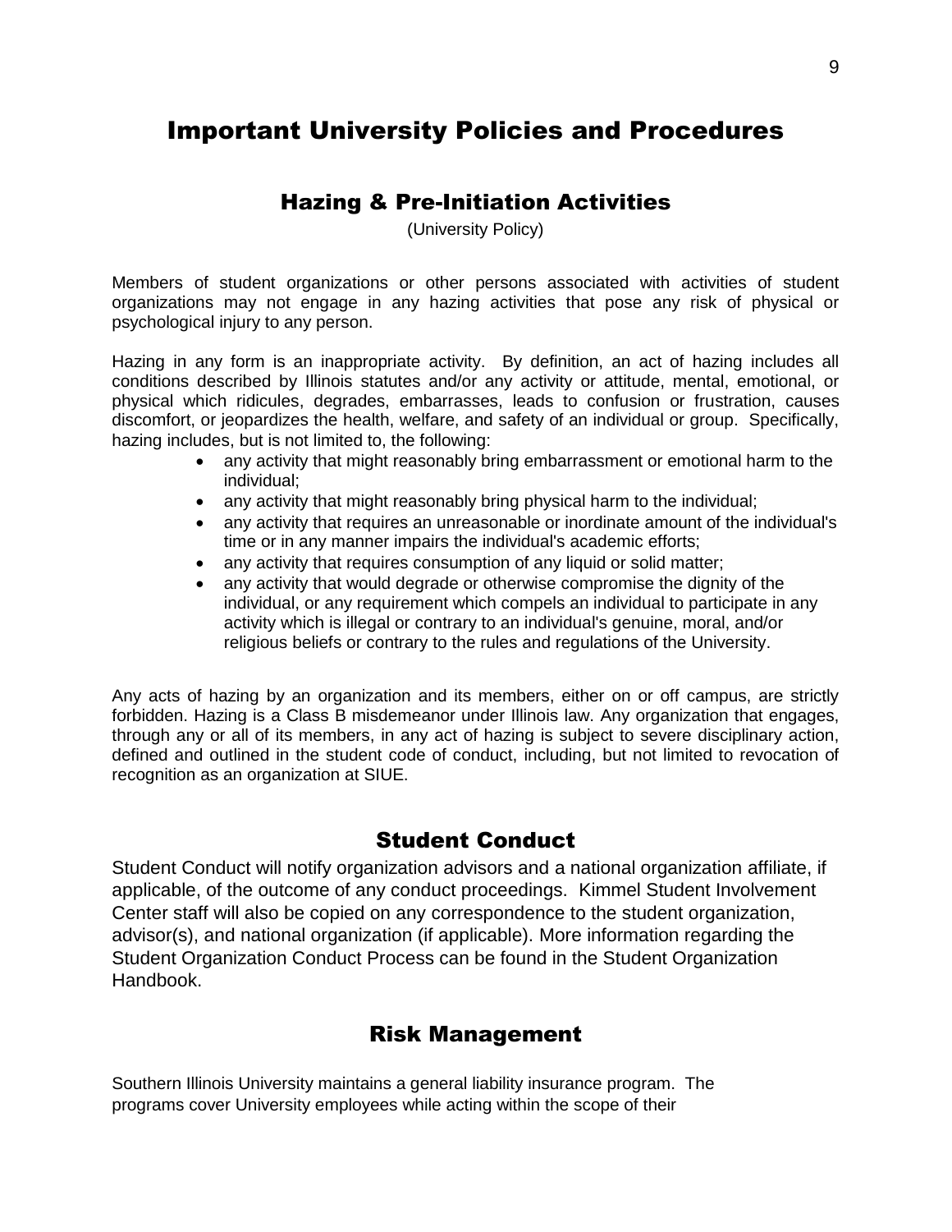# Important University Policies and Procedures

## Hazing & Pre-Initiation Activities

(University Policy)

Members of student organizations or other persons associated with activities of student organizations may not engage in any hazing activities that pose any risk of physical or psychological injury to any person.

Hazing in any form is an inappropriate activity. By definition, an act of hazing includes all conditions described by Illinois statutes and/or any activity or attitude, mental, emotional, or physical which ridicules, degrades, embarrasses, leads to confusion or frustration, causes discomfort, or jeopardizes the health, welfare, and safety of an individual or group. Specifically, hazing includes, but is not limited to, the following:

- any activity that might reasonably bring embarrassment or emotional harm to the individual;
- any activity that might reasonably bring physical harm to the individual;
- any activity that requires an unreasonable or inordinate amount of the individual's time or in any manner impairs the individual's academic efforts;
- any activity that requires consumption of any liquid or solid matter;
- any activity that would degrade or otherwise compromise the dignity of the individual, or any requirement which compels an individual to participate in any activity which is illegal or contrary to an individual's genuine, moral, and/or religious beliefs or contrary to the rules and regulations of the University.

Any acts of hazing by an organization and its members, either on or off campus, are strictly forbidden. Hazing is a Class B misdemeanor under Illinois law. Any organization that engages, through any or all of its members, in any act of hazing is subject to severe disciplinary action, defined and outlined in the student code of conduct, including, but not limited to revocation of recognition as an organization at SIUE.

## Student Conduct

Student Conduct will notify organization advisors and a national organization affiliate, if applicable, of the outcome of any conduct proceedings. Kimmel Student Involvement Center staff will also be copied on any correspondence to the student organization, advisor(s), and national organization (if applicable). More information regarding the Student Organization Conduct Process can be found in the Student Organization Handbook.

## Risk Management

Southern Illinois University maintains a general liability insurance program. The programs cover University employees while acting within the scope of their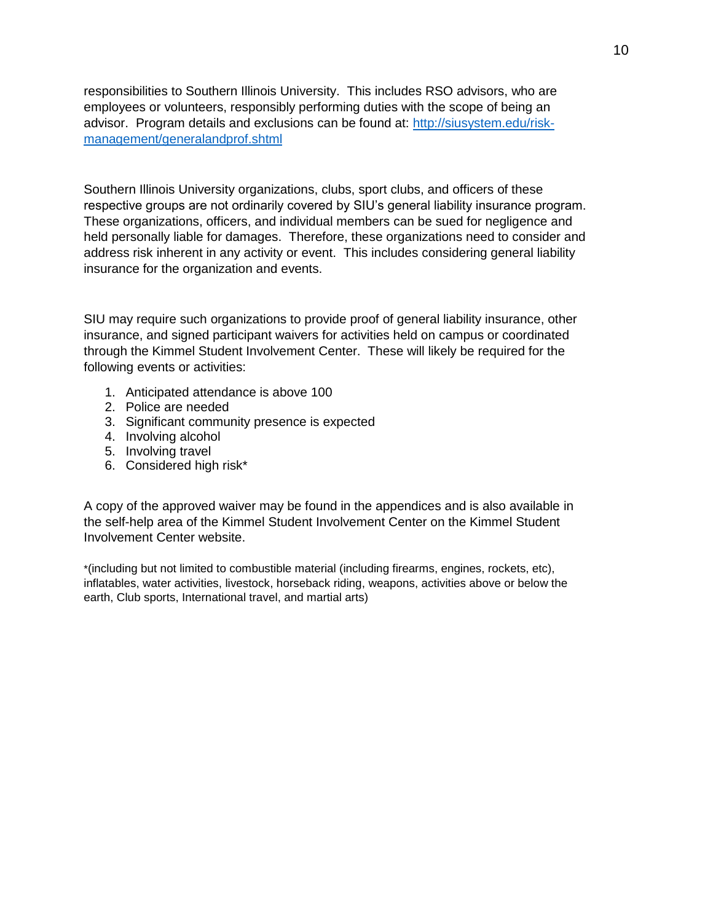responsibilities to Southern Illinois University. This includes RSO advisors, who are employees or volunteers, responsibly performing duties with the scope of being an advisor. Program details and exclusions can be found at: [http://siusystem.edu/risk-management/generalandprof.shtml](http://siusystem.edu/risk-management/generalandprof.shtml)

Southern Illinois University organizations, clubs, sport clubs, and officers of these respective groups are not ordinarily covered by SIU's general liability insurance program. These organizations, officers, and individual members can be sued for negligence and held personally liable for damages. Therefore, these organizations need to consider and address risk inherent in any activity or event. This includes considering general liability insurance for the organization and events.

SIU may require such organizations to provide proof of general liability insurance, other insurance, and signed participant waivers for activities held on campus or coordinated through the Kimmel Student Involvement Center. These will likely be required for the following events or activities:

1. Anticipated attendance is above 100
2. Police are needed
3. Significant community presence is expected
4. Involving alcohol
5. Involving travel
6. Considered high risk*

A copy of the approved waiver may be found in the appendices and is also available in the self-help area of the Kimmel Student Involvement Center on the Kimmel Student Involvement Center website.

*(including but not limited to combustible material (including firearms, engines, rockets, etc), inflatables, water activities, livestock, horseback riding, weapons, activities above or below the earth, Club sports, International travel, and martial arts)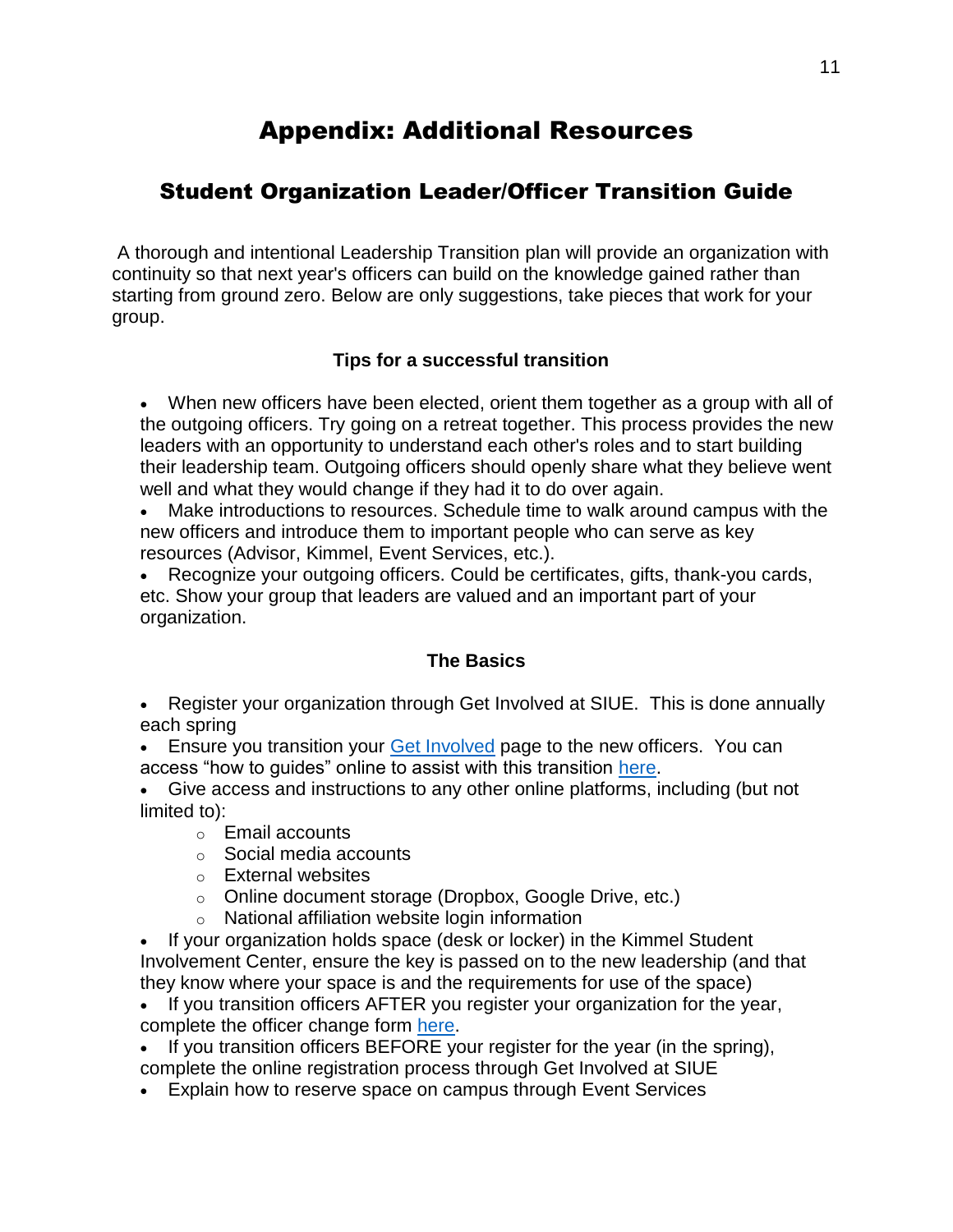# Appendix: Additional Resources

## Student Organization Leader/Officer Transition Guide

A thorough and intentional Leadership Transition plan will provide an organization with continuity so that next year's officers can build on the knowledge gained rather than starting from ground zero. Below are only suggestions, take pieces that work for your group.

**Tips for a successful transition**

- When new officers have been elected, orient them together as a group with all of the outgoing officers. Try going on a retreat together. This process provides the new leaders with an opportunity to understand each other's roles and to start building their leadership team. Outgoing officers should openly share what they believe went well and what they would change if they had it to do over again.
- Make introductions to resources. Schedule time to walk around campus with the new officers and introduce them to important people who can serve as key resources (Advisor, Kimmel, Event Services, etc.).
- Recognize your outgoing officers. Could be certificates, gifts, thank-you cards, etc. Show your group that leaders are valued and an important part of your organization.

**The Basics**

- Register your organization through Get Involved at SIUE. This is done annually each spring
- Ensure you transition your Get Involved page to the new officers. You can access "how to guides" online to assist with this transition here.
- Give access and instructions to any other online platforms, including (but not limited to):
  - Email accounts
  - Social media accounts
  - External websites
  - Online document storage (Dropbox, Google Drive, etc.)
  - National affiliation website login information
- If your organization holds space (desk or locker) in the Kimmel Student Involvement Center, ensure the key is passed on to the new leadership (and that they know where your space is and the requirements for use of the space)
- If you transition officers AFTER you register your organization for the year, complete the officer change form here.
- If you transition officers BEFORE your register for the year (in the spring), complete the online registration process through Get Involved at SIUE
- Explain how to reserve space on campus through Event Services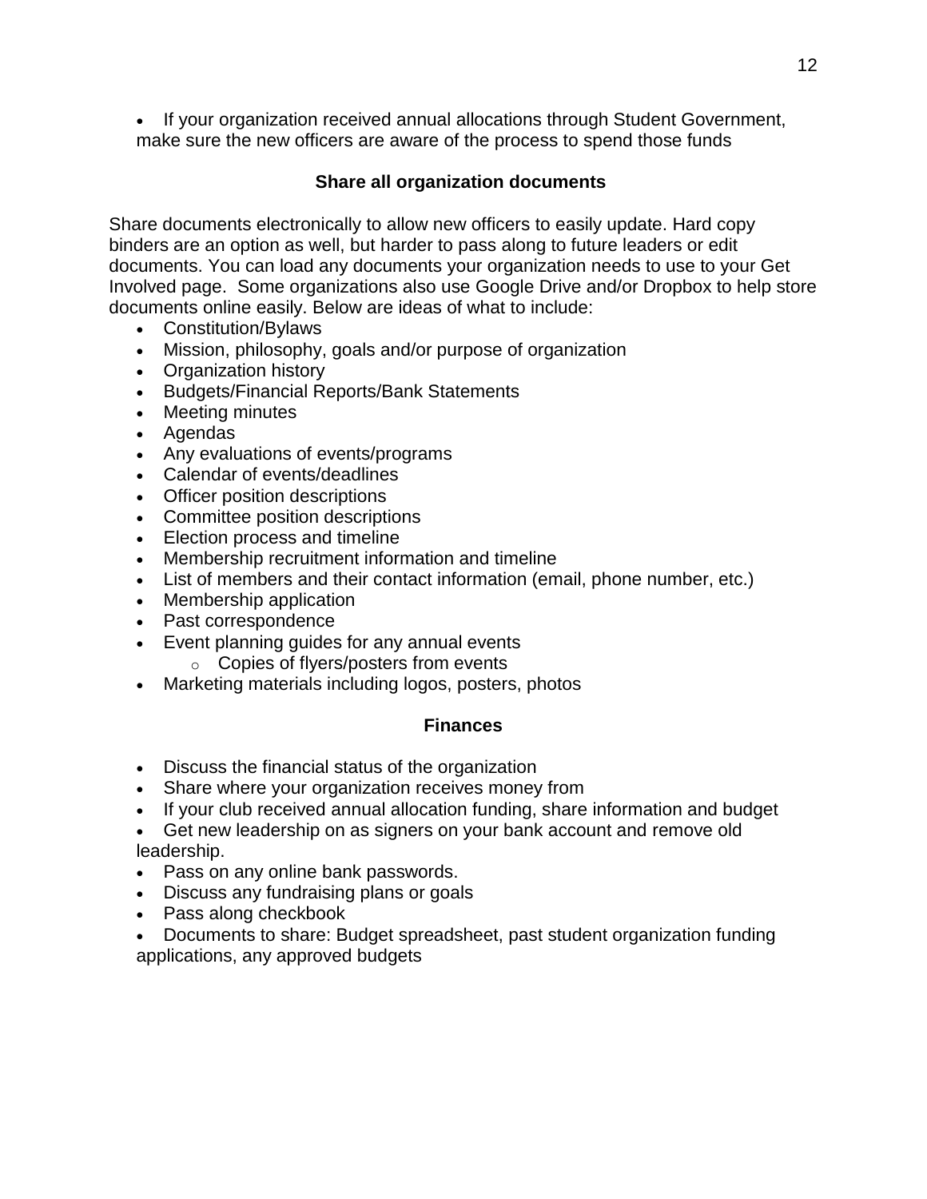- If your organization received annual allocations through Student Government, make sure the new officers are aware of the process to spend those funds

## Share all organization documents

Share documents electronically to allow new officers to easily update. Hard copy binders are an option as well, but harder to pass along to future leaders or edit documents. You can load any documents your organization needs to use to your Get Involved page. Some organizations also use Google Drive and/or Dropbox to help store documents online easily. Below are ideas of what to include:

- Constitution/Bylaws
- Mission, philosophy, goals and/or purpose of organization
- Organization history
- Budgets/Financial Reports/Bank Statements
- Meeting minutes
- Agendas
- Any evaluations of events/programs
- Calendar of events/deadlines
- Officer position descriptions
- Committee position descriptions
- Election process and timeline
- Membership recruitment information and timeline
- List of members and their contact information (email, phone number, etc.)
- Membership application
- Past correspondence
- Event planning guides for any annual events
  - Copies of flyers/posters from events
- Marketing materials including logos, posters, photos

## Finances

- Discuss the financial status of the organization
- Share where your organization receives money from
- If your club received annual allocation funding, share information and budget
- Get new leadership on as signers on your bank account and remove old leadership.
- Pass on any online bank passwords.
- Discuss any fundraising plans or goals
- Pass along checkbook
- Documents to share: Budget spreadsheet, past student organization funding applications, any approved budgets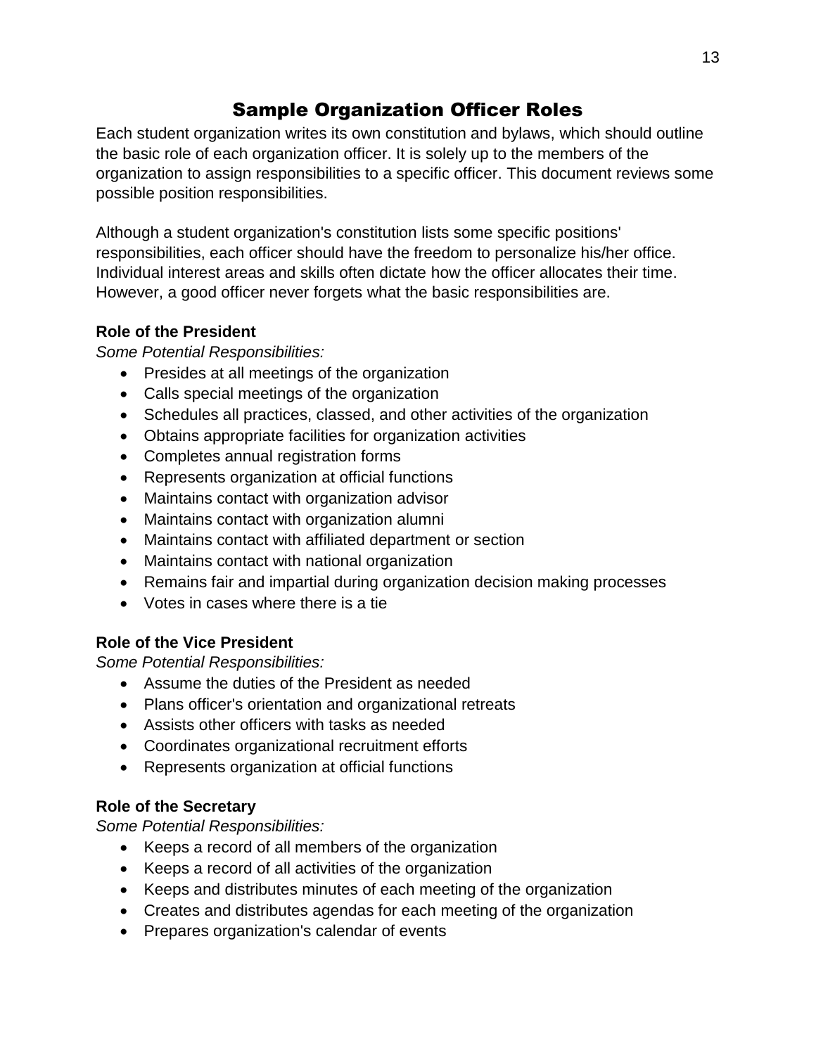## Sample Organization Officer Roles

Each student organization writes its own constitution and bylaws, which should outline the basic role of each organization officer. It is solely up to the members of the organization to assign responsibilities to a specific officer. This document reviews some possible position responsibilities.

Although a student organization's constitution lists some specific positions' responsibilities, each officer should have the freedom to personalize his/her office. Individual interest areas and skills often dictate how the officer allocates their time. However, a good officer never forgets what the basic responsibilities are.

**Role of the President**

*Some Potential Responsibilities:*

- Presides at all meetings of the organization
- Calls special meetings of the organization
- Schedules all practices, classed, and other activities of the organization
- Obtains appropriate facilities for organization activities
- Completes annual registration forms
- Represents organization at official functions
- Maintains contact with organization advisor
- Maintains contact with organization alumni
- Maintains contact with affiliated department or section
- Maintains contact with national organization
- Remains fair and impartial during organization decision making processes
- Votes in cases where there is a tie

**Role of the Vice President**

*Some Potential Responsibilities:*

- Assume the duties of the President as needed
- Plans officer's orientation and organizational retreats
- Assists other officers with tasks as needed
- Coordinates organizational recruitment efforts
- Represents organization at official functions

**Role of the Secretary**

*Some Potential Responsibilities:*

- Keeps a record of all members of the organization
- Keeps a record of all activities of the organization
- Keeps and distributes minutes of each meeting of the organization
- Creates and distributes agendas for each meeting of the organization
- Prepares organization's calendar of events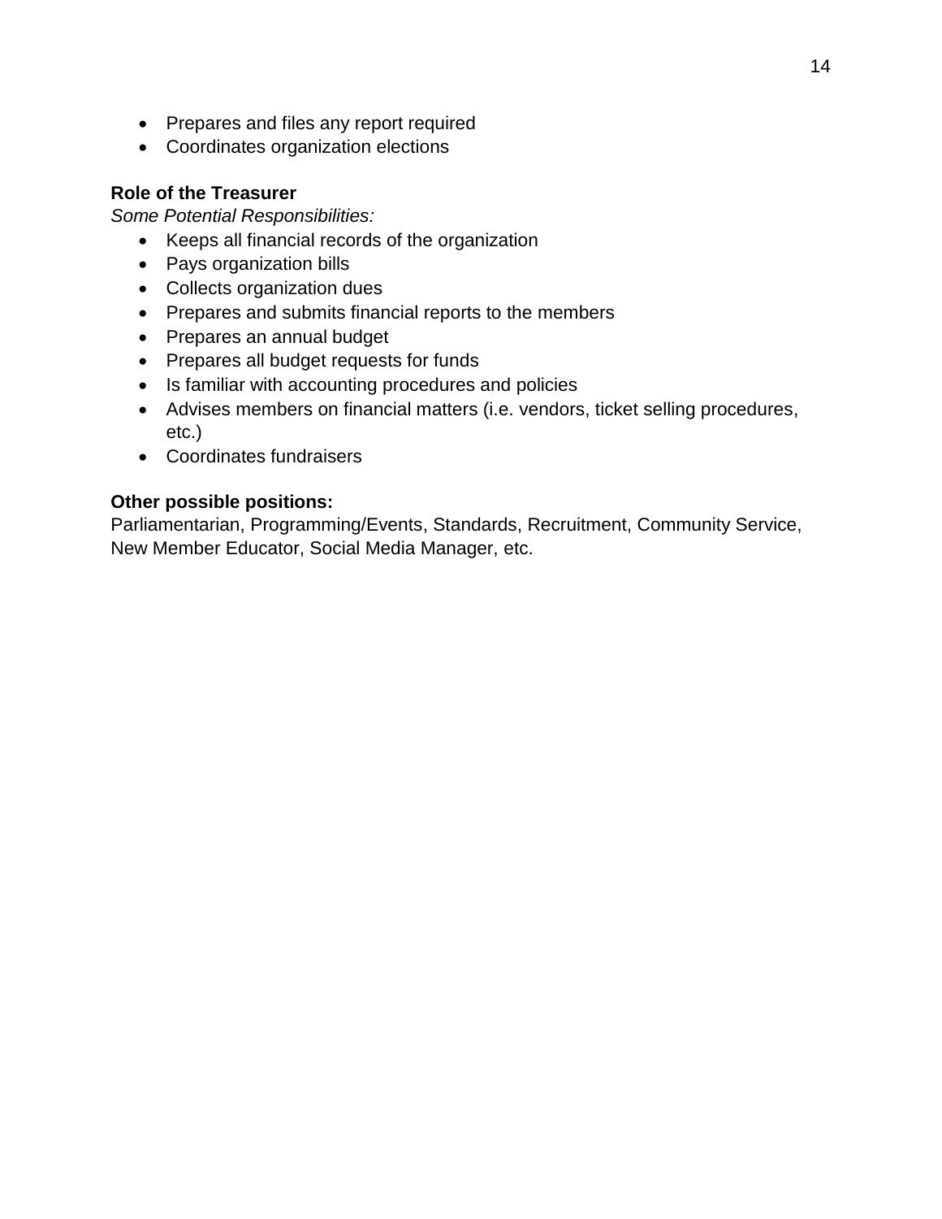- Prepares and files any report required
- Coordinates organization elections

**Role of the Treasurer**

*Some Potential Responsibilities:*

- Keeps all financial records of the organization
- Pays organization bills
- Collects organization dues
- Prepares and submits financial reports to the members
- Prepares an annual budget
- Prepares all budget requests for funds
- Is familiar with accounting procedures and policies
- Advises members on financial matters (i.e. vendors, ticket selling procedures, etc.)
- Coordinates fundraisers

**Other possible positions:**

Parliamentarian, Programming/Events, Standards, Recruitment, Community Service, New Member Educator, Social Media Manager, etc.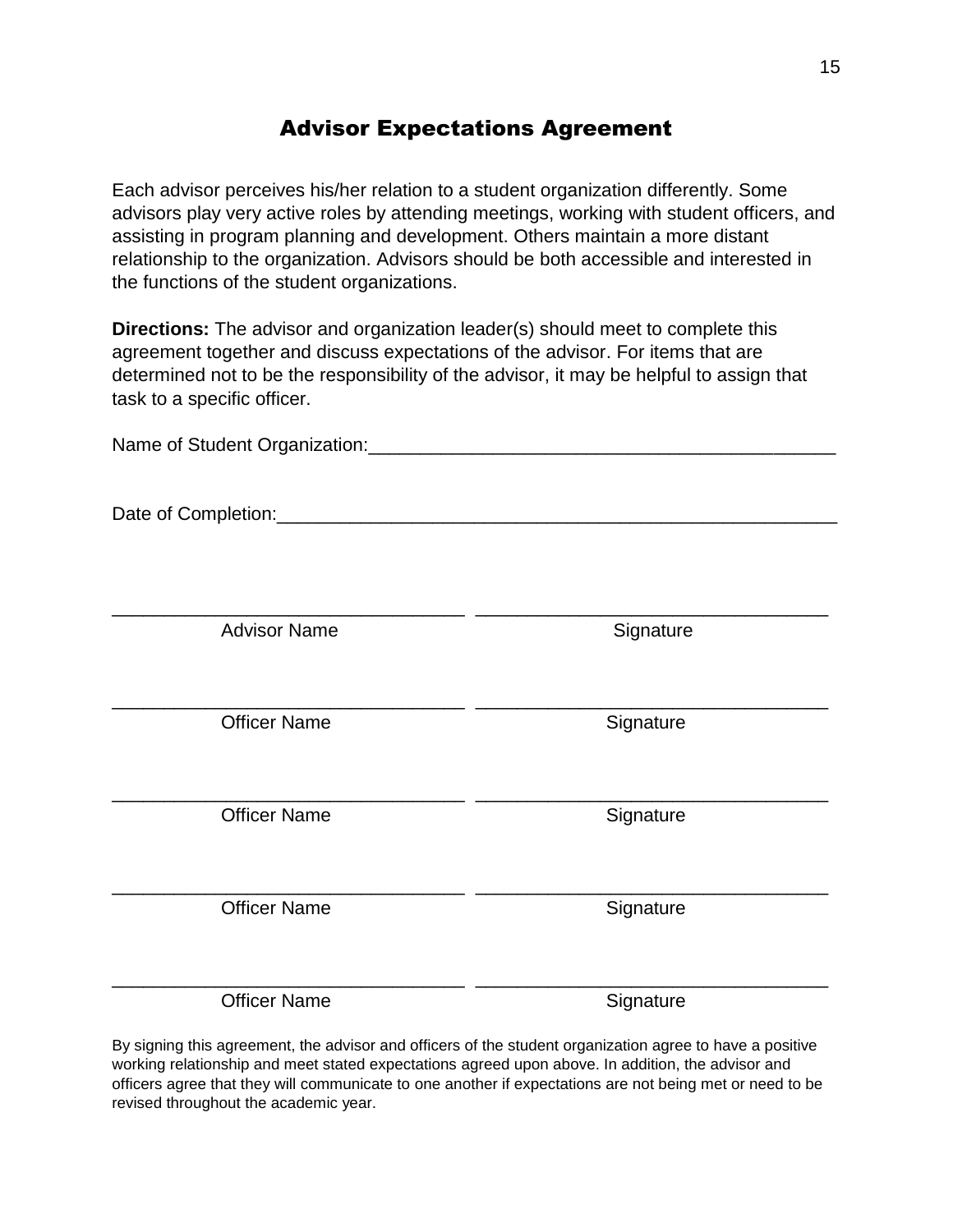# Advisor Expectations Agreement

Each advisor perceives his/her relation to a student organization differently. Some advisors play very active roles by attending meetings, working with student officers, and assisting in program planning and development. Others maintain a more distant relationship to the organization. Advisors should be both accessible and interested in the functions of the student organizations.

**Directions:** The advisor and organization leader(s) should meet to complete this agreement together and discuss expectations of the advisor. For items that are determined not to be the responsibility of the advisor, it may be helpful to assign that task to a specific officer.

Name of Student Organization:_______________________________________________

Date of Completion:______________________________________________________

| _________________________________ | _________________________________ |
|---|---|
| Advisor Name | Signature |
| _________________________________ | _________________________________ |
| Officer Name | Signature |
| _________________________________ | _________________________________ |
| Officer Name | Signature |
| _________________________________ | _________________________________ |
| Officer Name | Signature |
| _________________________________ | _________________________________ |
| Officer Name | Signature |

By signing this agreement, the advisor and officers of the student organization agree to have a positive working relationship and meet stated expectations agreed upon above. In addition, the advisor and officers agree that they will communicate to one another if expectations are not being met or need to be revised throughout the academic year.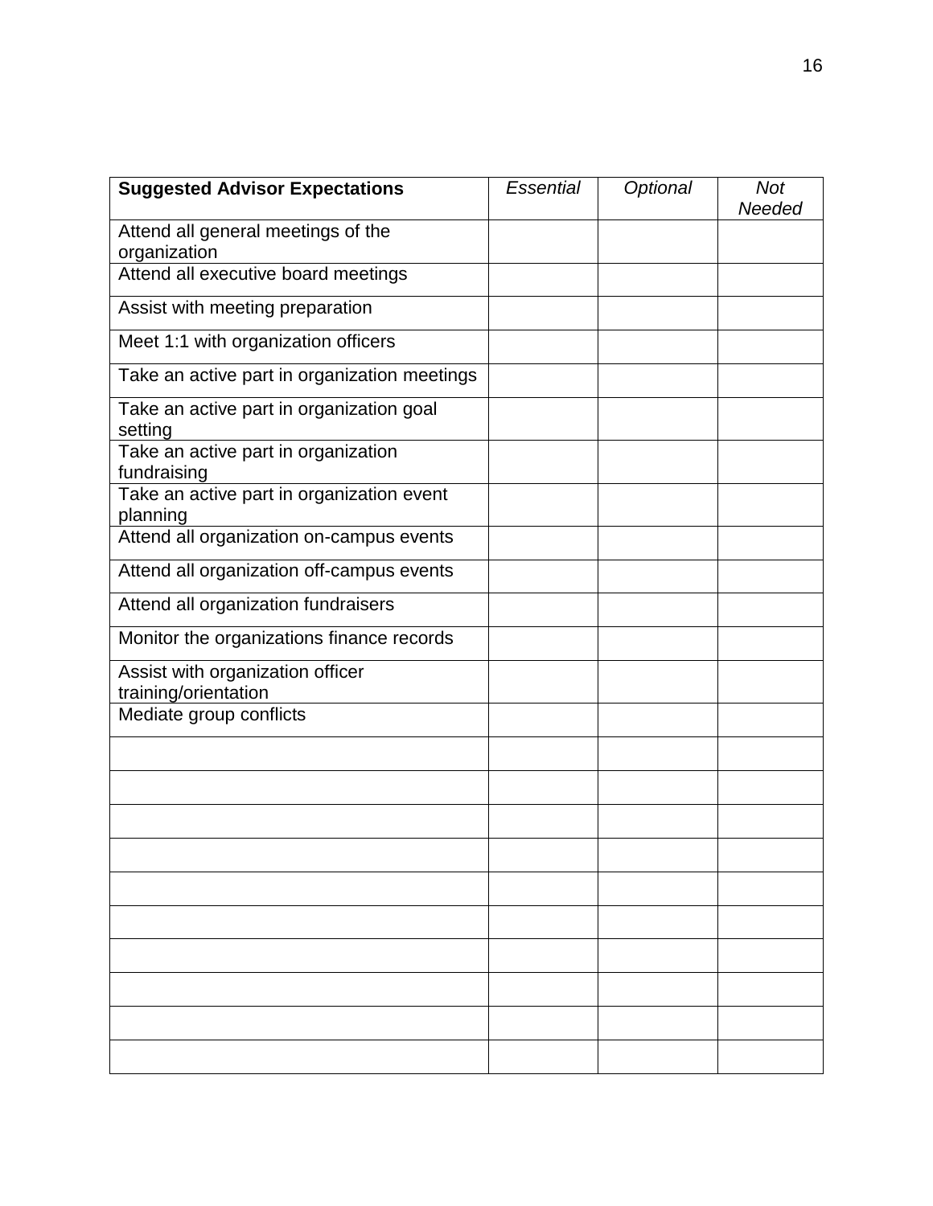| **Suggested Advisor Expectations** | *Essential* | *Optional* | *Not Needed* |
|---|---|---|---|
| Attend all general meetings of the organization | | | |
| Attend all executive board meetings | | | |
| Assist with meeting preparation | | | |
| Meet 1:1 with organization officers | | | |
| Take an active part in organization meetings | | | |
| Take an active part in organization goal setting | | | |
| Take an active part in organization fundraising | | | |
| Take an active part in organization event planning | | | |
| Attend all organization on-campus events | | | |
| Attend all organization off-campus events | | | |
| Attend all organization fundraisers | | | |
| Monitor the organizations finance records | | | |
| Assist with organization officer training/orientation | | | |
| Mediate group conflicts | | | |
| | | | |
| | | | |
| | | | |
| | | | |
| | | | |
| | | | |
| | | | |
| | | | |
| | | | |
| | | | |